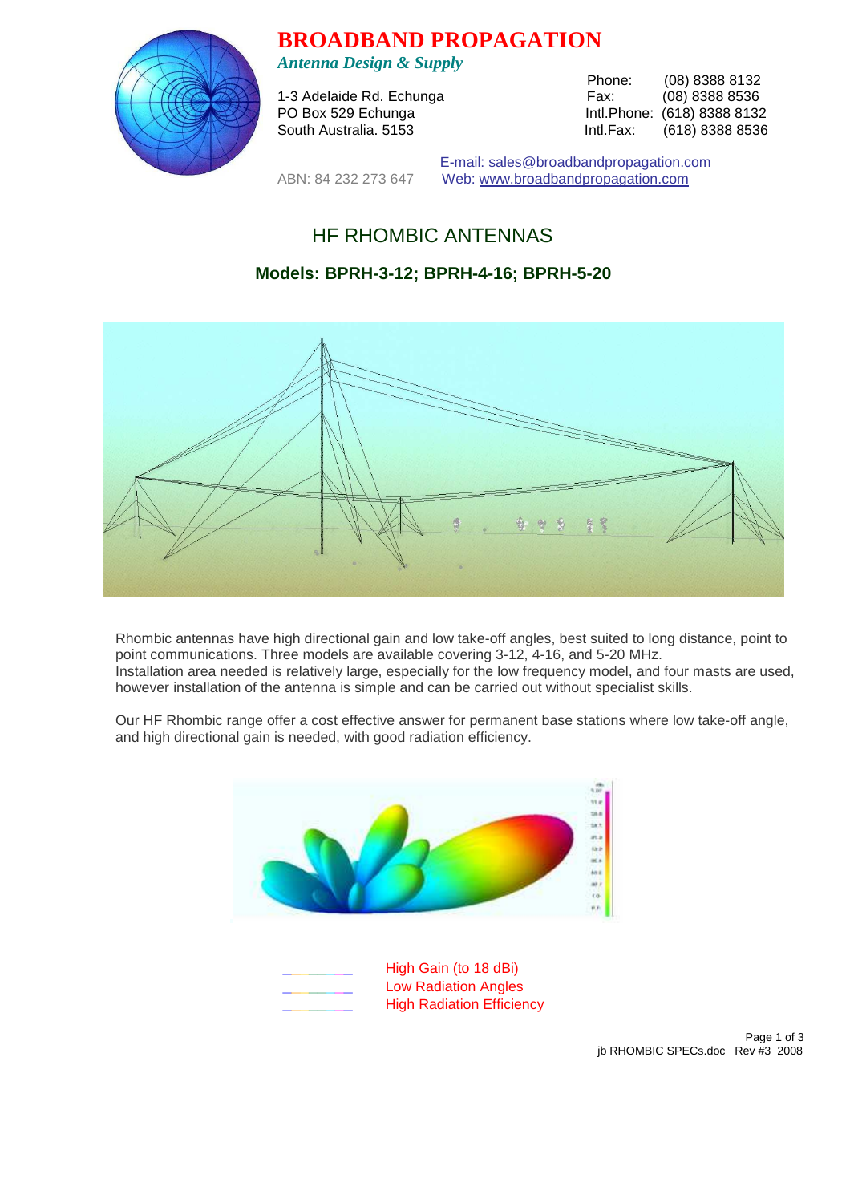# BROADBAND PROPAGATION

*Antenna Design & Supply*

1-3 Adelaide Rd. Echunga
PO Box 529 Echunga
South Australia. 5153

Phone: (08) 8388 8132
Fax: (08) 8388 8536
Intl.Phone: (618) 8388 8132
Intl.Fax: (618) 8388 8536

ABN: 84 232 273 647

E-mail: sales@broadbandpropagation.com
Web: www.broadbandpropagation.com

## HF RHOMBIC ANTENNAS

### Models: BPRH-3-12; BPRH-4-16; BPRH-5-20

Rhombic antennas have high directional gain and low take-off angles, best suited to long distance, point to point communications. Three models are available covering 3-12, 4-16, and 5-20 MHz.
Installation area needed is relatively large, especially for the low frequency model, and four masts are used, however installation of the antenna is simple and can be carried out without specialist skills.

Our HF Rhombic range offer a cost effective answer for permanent base stations where low take-off angle, and high directional gain is needed, with good radiation efficiency.

- High Gain (to 18 dBi)
- Low Radiation Angles
- High Radiation Efficiency

jb RHOMBIC SPECs.doc Rev #3 2008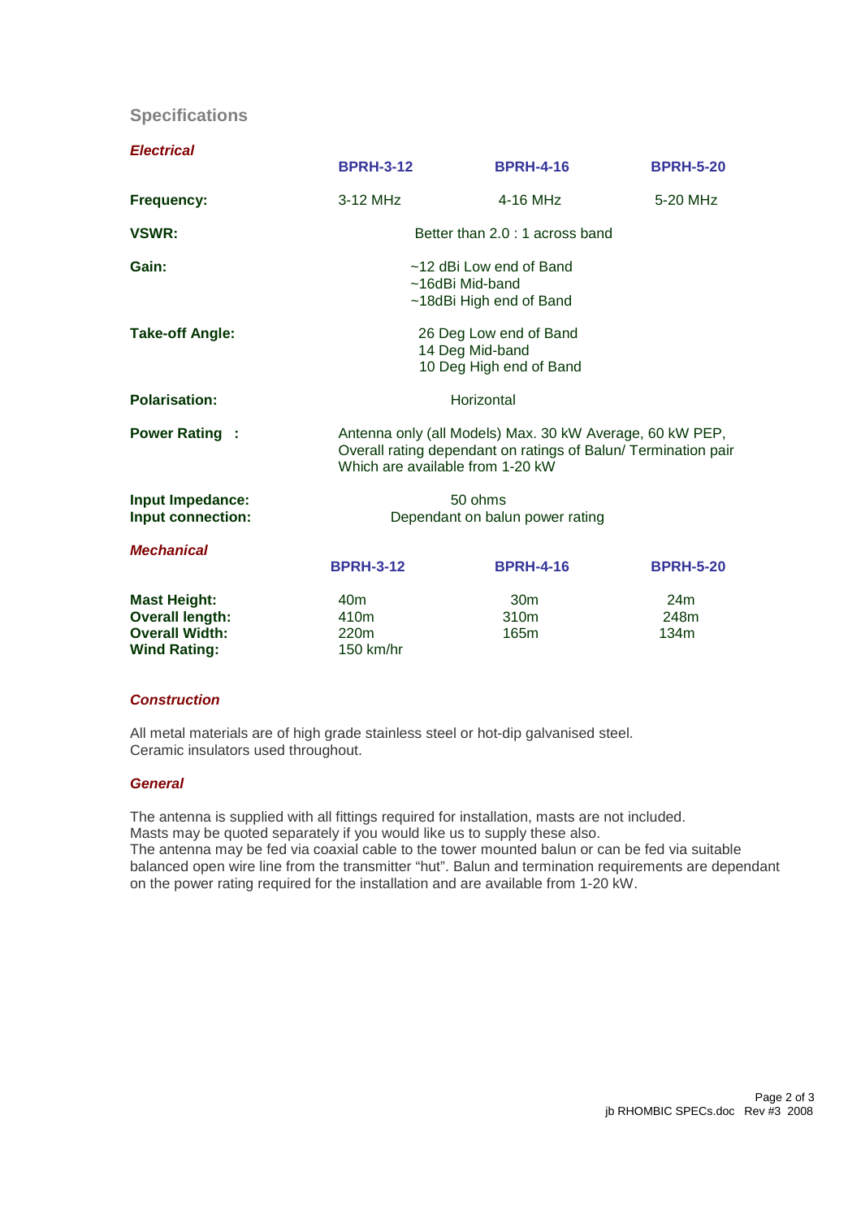## Specifications

### *Electrical*

| | BPRH-3-12 | BPRH-4-16 | BPRH-5-20 |
|---|---|---|---|
| **Frequency:** | 3-12 MHz | 4-16 MHz | 5-20 MHz |
| **VSWR:** | Better than 2.0 : 1 across band | | |
| **Gain:** | ~12 dBi Low end of Band<br>~16dBi Mid-band<br>~18dBi High end of Band | | |
| **Take-off Angle:** | 26 Deg Low end of Band<br>14 Deg Mid-band<br>10 Deg High end of Band | | |
| **Polarisation:** | Horizontal | | |
| **Power Rating :** | Antenna only (all Models) Max. 30 kW Average, 60 kW PEP, Overall rating dependant on ratings of Balun/ Termination pair Which are available from 1-20 kW | | |
| **Input Impedance:** | 50 ohms | | |
| **Input connection:** | Dependant on balun power rating | | |

### *Mechanical*

| | BPRH-3-12 | BPRH-4-16 | BPRH-5-20 |
|---|---|---|---|
| **Mast Height:** | 40m | 30m | 24m |
| **Overall length:** | 410m | 310m | 248m |
| **Overall Width:** | 220m | 165m | 134m |
| **Wind Rating:** | 150 km/hr | | |

### *Construction*

All metal materials are of high grade stainless steel or hot-dip galvanised steel.
Ceramic insulators used throughout.

### *General*

The antenna is supplied with all fittings required for installation, masts are not included.
Masts may be quoted separately if you would like us to supply these also.
The antenna may be fed via coaxial cable to the tower mounted balun or can be fed via suitable balanced open wire line from the transmitter "hut". Balun and termination requirements are dependant on the power rating required for the installation and are available from 1-20 kW.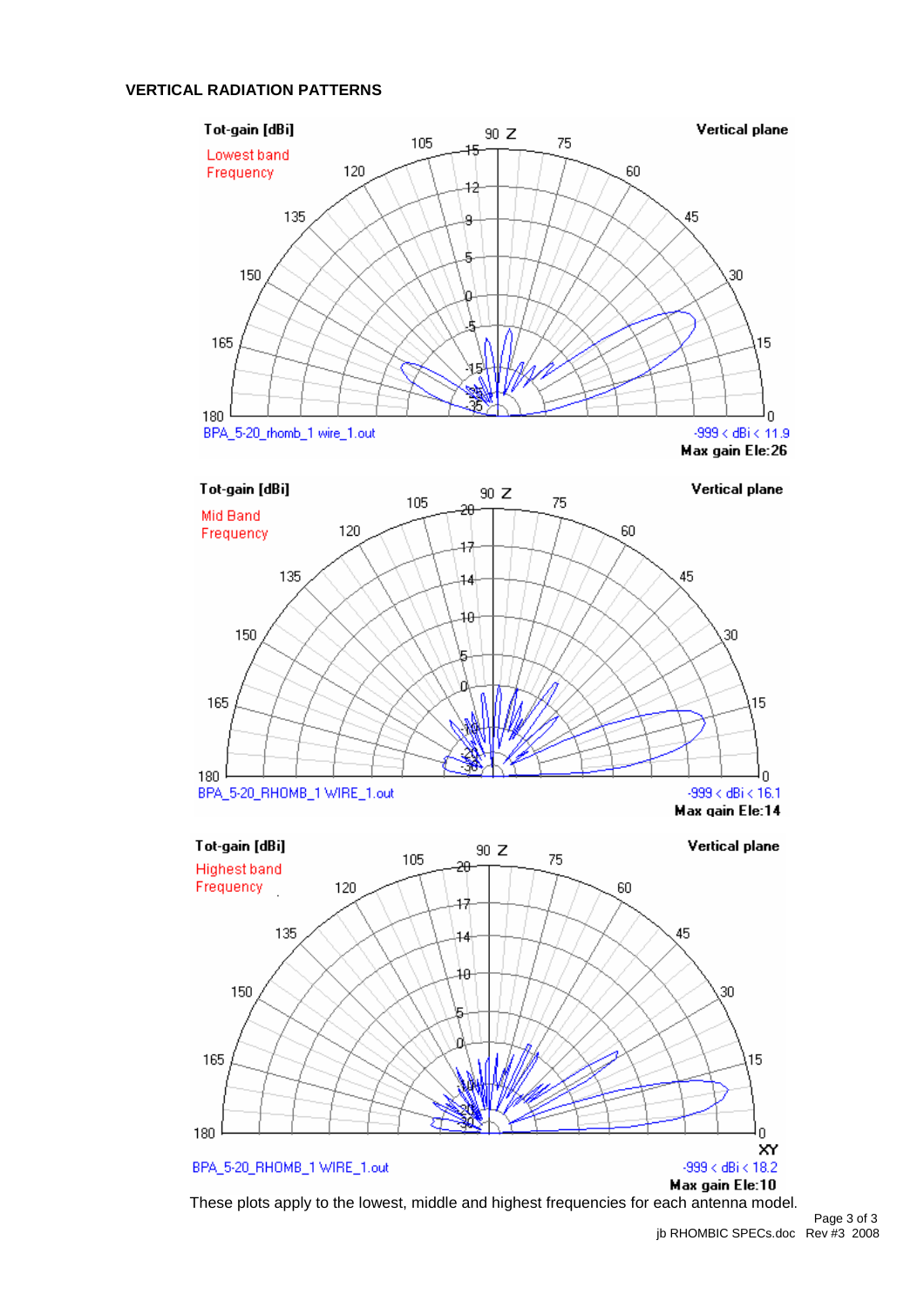**VERTICAL RADIATION PATTERNS**

Tot-gain [dBi]

Lowest band Frequency

Vertical plane

90 Z

105 75 120 60 135 45 150 30 165 15 180 0

15 12 9 5 0 -5 -15 -25 -35

BPA_5-20_rhomb_1 wire_1.out

-999 < dBi < 11.9

Max gain Ele:26

Tot-gain [dBi]

Mid Band Frequency

Vertical plane

90 Z

105 75 120 60 135 45 150 30 165 15 180 0

20 17 14 10 5 0 -10 -20 -30

BPA_5-20_RHOMB_1 WIRE_1.out

-999 < dBi < 16.1

Max gain Ele:14

Tot-gain [dBi]

Highest band Frequency

Vertical plane

90 Z

105 75 120 60 135 45 150 30 165 15 180 0

20 17 14 10 5 0 -10 -20 -30

XY

BPA_5-20_RHOMB_1 WIRE_1.out

-999 < dBi < 18.2

Max gain Ele:10

These plots apply to the lowest, middle and highest frequencies for each antenna model.

jb RHOMBIC SPECs.doc Rev #3 2008